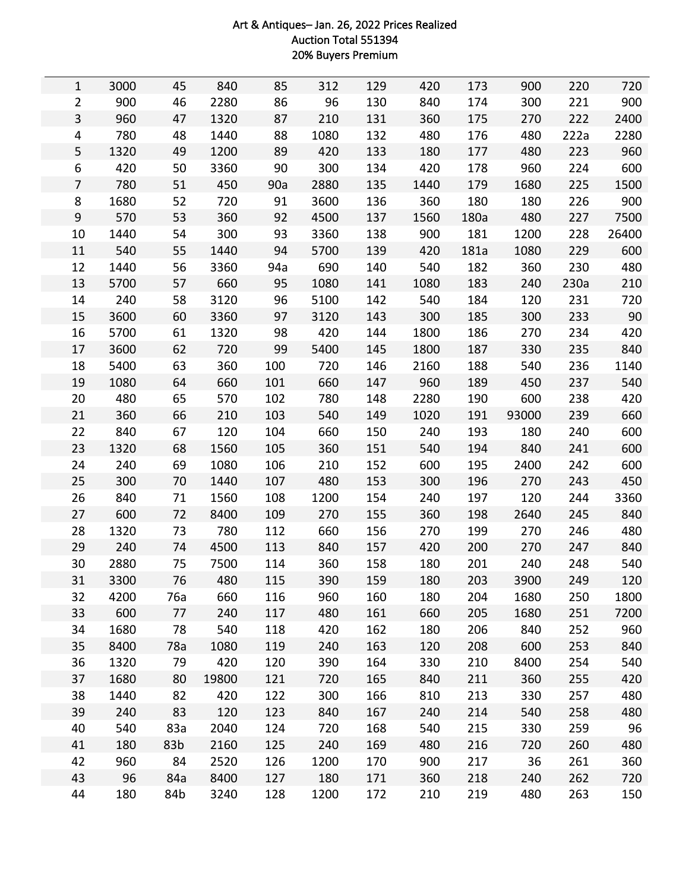Art & Antiques– Jan. 26, 2022 Prices Realized
Auction Total 551394
20% Buyers Premium

| | | | | | | | | | | | |
|---|---|---|---|---|---|---|---|---|---|---|---|
| 1 | 3000 | 45 | 840 | 85 | 312 | 129 | 420 | 173 | 900 | 220 | 720 |
| 2 | 900 | 46 | 2280 | 86 | 96 | 130 | 840 | 174 | 300 | 221 | 900 |
| 3 | 960 | 47 | 1320 | 87 | 210 | 131 | 360 | 175 | 270 | 222 | 2400 |
| 4 | 780 | 48 | 1440 | 88 | 1080 | 132 | 480 | 176 | 480 | 222a | 2280 |
| 5 | 1320 | 49 | 1200 | 89 | 420 | 133 | 180 | 177 | 480 | 223 | 960 |
| 6 | 420 | 50 | 3360 | 90 | 300 | 134 | 420 | 178 | 960 | 224 | 600 |
| 7 | 780 | 51 | 450 | 90a | 2880 | 135 | 1440 | 179 | 1680 | 225 | 1500 |
| 8 | 1680 | 52 | 720 | 91 | 3600 | 136 | 360 | 180 | 180 | 226 | 900 |
| 9 | 570 | 53 | 360 | 92 | 4500 | 137 | 1560 | 180a | 480 | 227 | 7500 |
| 10 | 1440 | 54 | 300 | 93 | 3360 | 138 | 900 | 181 | 1200 | 228 | 26400 |
| 11 | 540 | 55 | 1440 | 94 | 5700 | 139 | 420 | 181a | 1080 | 229 | 600 |
| 12 | 1440 | 56 | 3360 | 94a | 690 | 140 | 540 | 182 | 360 | 230 | 480 |
| 13 | 5700 | 57 | 660 | 95 | 1080 | 141 | 1080 | 183 | 240 | 230a | 210 |
| 14 | 240 | 58 | 3120 | 96 | 5100 | 142 | 540 | 184 | 120 | 231 | 720 |
| 15 | 3600 | 60 | 3360 | 97 | 3120 | 143 | 300 | 185 | 300 | 233 | 90 |
| 16 | 5700 | 61 | 1320 | 98 | 420 | 144 | 1800 | 186 | 270 | 234 | 420 |
| 17 | 3600 | 62 | 720 | 99 | 5400 | 145 | 1800 | 187 | 330 | 235 | 840 |
| 18 | 5400 | 63 | 360 | 100 | 720 | 146 | 2160 | 188 | 540 | 236 | 1140 |
| 19 | 1080 | 64 | 660 | 101 | 660 | 147 | 960 | 189 | 450 | 237 | 540 |
| 20 | 480 | 65 | 570 | 102 | 780 | 148 | 2280 | 190 | 600 | 238 | 420 |
| 21 | 360 | 66 | 210 | 103 | 540 | 149 | 1020 | 191 | 93000 | 239 | 660 |
| 22 | 840 | 67 | 120 | 104 | 660 | 150 | 240 | 193 | 180 | 240 | 600 |
| 23 | 1320 | 68 | 1560 | 105 | 360 | 151 | 540 | 194 | 840 | 241 | 600 |
| 24 | 240 | 69 | 1080 | 106 | 210 | 152 | 600 | 195 | 2400 | 242 | 600 |
| 25 | 300 | 70 | 1440 | 107 | 480 | 153 | 300 | 196 | 270 | 243 | 450 |
| 26 | 840 | 71 | 1560 | 108 | 1200 | 154 | 240 | 197 | 120 | 244 | 3360 |
| 27 | 600 | 72 | 8400 | 109 | 270 | 155 | 360 | 198 | 2640 | 245 | 840 |
| 28 | 1320 | 73 | 780 | 112 | 660 | 156 | 270 | 199 | 270 | 246 | 480 |
| 29 | 240 | 74 | 4500 | 113 | 840 | 157 | 420 | 200 | 270 | 247 | 840 |
| 30 | 2880 | 75 | 7500 | 114 | 360 | 158 | 180 | 201 | 240 | 248 | 540 |
| 31 | 3300 | 76 | 480 | 115 | 390 | 159 | 180 | 203 | 3900 | 249 | 120 |
| 32 | 4200 | 76a | 660 | 116 | 960 | 160 | 180 | 204 | 1680 | 250 | 1800 |
| 33 | 600 | 77 | 240 | 117 | 480 | 161 | 660 | 205 | 1680 | 251 | 7200 |
| 34 | 1680 | 78 | 540 | 118 | 420 | 162 | 180 | 206 | 840 | 252 | 960 |
| 35 | 8400 | 78a | 1080 | 119 | 240 | 163 | 120 | 208 | 600 | 253 | 840 |
| 36 | 1320 | 79 | 420 | 120 | 390 | 164 | 330 | 210 | 8400 | 254 | 540 |
| 37 | 1680 | 80 | 19800 | 121 | 720 | 165 | 840 | 211 | 360 | 255 | 420 |
| 38 | 1440 | 82 | 420 | 122 | 300 | 166 | 810 | 213 | 330 | 257 | 480 |
| 39 | 240 | 83 | 120 | 123 | 840 | 167 | 240 | 214 | 540 | 258 | 480 |
| 40 | 540 | 83a | 2040 | 124 | 720 | 168 | 540 | 215 | 330 | 259 | 96 |
| 41 | 180 | 83b | 2160 | 125 | 240 | 169 | 480 | 216 | 720 | 260 | 480 |
| 42 | 960 | 84 | 2520 | 126 | 1200 | 170 | 900 | 217 | 36 | 261 | 360 |
| 43 | 96 | 84a | 8400 | 127 | 180 | 171 | 360 | 218 | 240 | 262 | 720 |
| 44 | 180 | 84b | 3240 | 128 | 1200 | 172 | 210 | 219 | 480 | 263 | 150 |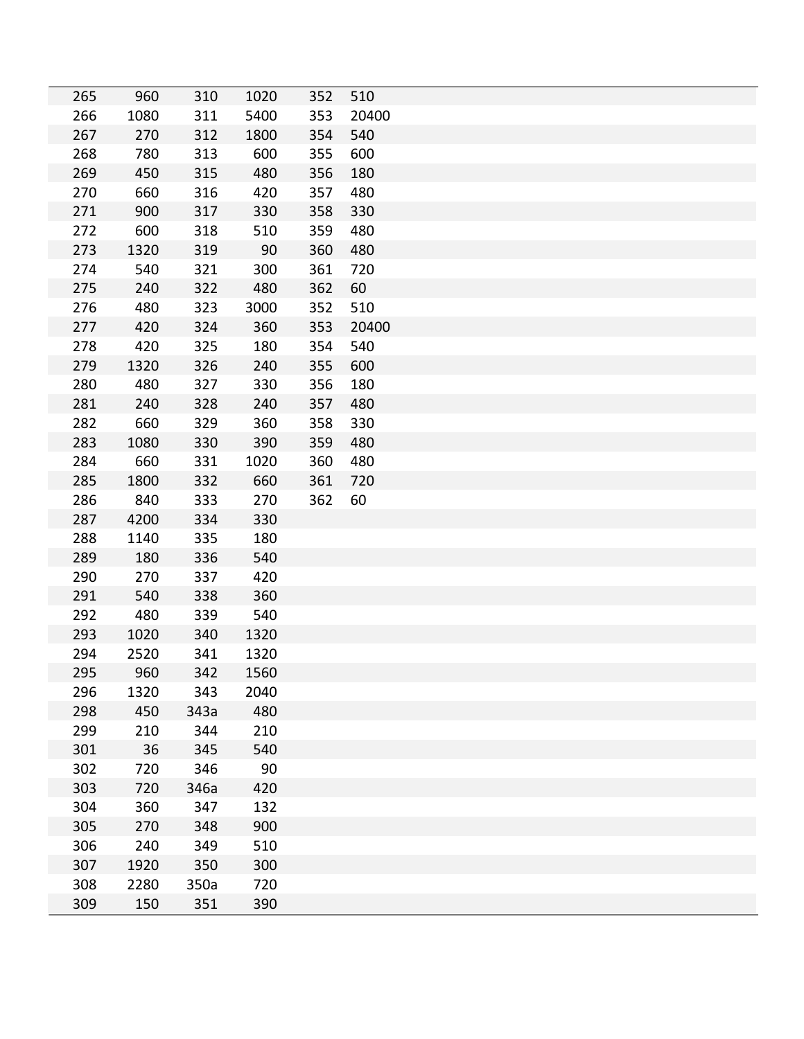| | | | | | |
|---|---|---|---|---|---|
| 265 | 960 | 310 | 1020 | 352 | 510 |
| 266 | 1080 | 311 | 5400 | 353 | 20400 |
| 267 | 270 | 312 | 1800 | 354 | 540 |
| 268 | 780 | 313 | 600 | 355 | 600 |
| 269 | 450 | 315 | 480 | 356 | 180 |
| 270 | 660 | 316 | 420 | 357 | 480 |
| 271 | 900 | 317 | 330 | 358 | 330 |
| 272 | 600 | 318 | 510 | 359 | 480 |
| 273 | 1320 | 319 | 90 | 360 | 480 |
| 274 | 540 | 321 | 300 | 361 | 720 |
| 275 | 240 | 322 | 480 | 362 | 60 |
| 276 | 480 | 323 | 3000 | 352 | 510 |
| 277 | 420 | 324 | 360 | 353 | 20400 |
| 278 | 420 | 325 | 180 | 354 | 540 |
| 279 | 1320 | 326 | 240 | 355 | 600 |
| 280 | 480 | 327 | 330 | 356 | 180 |
| 281 | 240 | 328 | 240 | 357 | 480 |
| 282 | 660 | 329 | 360 | 358 | 330 |
| 283 | 1080 | 330 | 390 | 359 | 480 |
| 284 | 660 | 331 | 1020 | 360 | 480 |
| 285 | 1800 | 332 | 660 | 361 | 720 |
| 286 | 840 | 333 | 270 | 362 | 60 |
| 287 | 4200 | 334 | 330 | | |
| 288 | 1140 | 335 | 180 | | |
| 289 | 180 | 336 | 540 | | |
| 290 | 270 | 337 | 420 | | |
| 291 | 540 | 338 | 360 | | |
| 292 | 480 | 339 | 540 | | |
| 293 | 1020 | 340 | 1320 | | |
| 294 | 2520 | 341 | 1320 | | |
| 295 | 960 | 342 | 1560 | | |
| 296 | 1320 | 343 | 2040 | | |
| 298 | 450 | 343a | 480 | | |
| 299 | 210 | 344 | 210 | | |
| 301 | 36 | 345 | 540 | | |
| 302 | 720 | 346 | 90 | | |
| 303 | 720 | 346a | 420 | | |
| 304 | 360 | 347 | 132 | | |
| 305 | 270 | 348 | 900 | | |
| 306 | 240 | 349 | 510 | | |
| 307 | 1920 | 350 | 300 | | |
| 308 | 2280 | 350a | 720 | | |
| 309 | 150 | 351 | 390 | | |